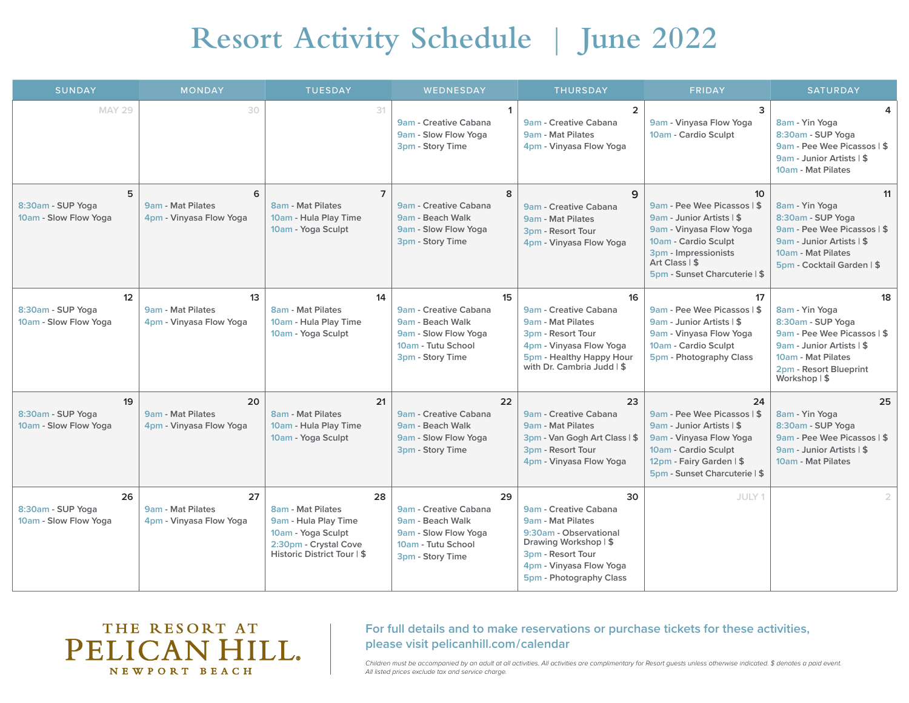# Resort Activity Schedule | June 2022

| SUNDAY | MONDAY | TUESDAY | WEDNESDAY | THURSDAY | FRIDAY | SATURDAY |
|---|---|---|---|---|---|---|
| MAY 29 | 30 | 31 | **1**<br>9am - Creative Cabana<br>9am - Slow Flow Yoga<br>3pm - Story Time | **2**<br>9am - Creative Cabana<br>9am - Mat Pilates<br>4pm - Vinyasa Flow Yoga | **3**<br>9am - Vinyasa Flow Yoga<br>10am - Cardio Sculpt | **4**<br>8am - Yin Yoga<br>8:30am - SUP Yoga<br>9am - Pee Wee Picassos \| $<br>9am - Junior Artists \| $<br>10am - Mat Pilates |
| **5**<br>8:30am - SUP Yoga<br>10am - Slow Flow Yoga | **6**<br>9am - Mat Pilates<br>4pm - Vinyasa Flow Yoga | **7**<br>8am - Mat Pilates<br>10am - Hula Play Time<br>10am - Yoga Sculpt | **8**<br>9am - Creative Cabana<br>9am - Beach Walk<br>9am - Slow Flow Yoga<br>3pm - Story Time | **9**<br>9am - Creative Cabana<br>9am - Mat Pilates<br>3pm - Resort Tour<br>4pm - Vinyasa Flow Yoga | **10**<br>9am - Pee Wee Picassos \| $<br>9am - Junior Artists \| $<br>9am - Vinyasa Flow Yoga<br>10am - Cardio Sculpt<br>3pm - Impressionists Art Class \| $<br>5pm - Sunset Charcuterie \| $ | **11**<br>8am - Yin Yoga<br>8:30am - SUP Yoga<br>9am - Pee Wee Picassos \| $<br>9am - Junior Artists \| $<br>10am - Mat Pilates<br>5pm - Cocktail Garden \| $ |
| **12**<br>8:30am - SUP Yoga<br>10am - Slow Flow Yoga | **13**<br>9am - Mat Pilates<br>4pm - Vinyasa Flow Yoga | **14**<br>8am - Mat Pilates<br>10am - Hula Play Time<br>10am - Yoga Sculpt | **15**<br>9am - Creative Cabana<br>9am - Beach Walk<br>9am - Slow Flow Yoga<br>10am - Tutu School<br>3pm - Story Time | **16**<br>9am - Creative Cabana<br>9am - Mat Pilates<br>3pm - Resort Tour<br>4pm - Vinyasa Flow Yoga<br>5pm - Healthy Happy Hour with Dr. Cambria Judd \| $ | **17**<br>9am - Pee Wee Picassos \| $<br>9am - Junior Artists \| $<br>9am - Vinyasa Flow Yoga<br>10am - Cardio Sculpt<br>5pm - Photography Class | **18**<br>8am - Yin Yoga<br>8:30am - SUP Yoga<br>9am - Pee Wee Picassos \| $<br>9am - Junior Artists \| $<br>10am - Mat Pilates<br>2pm - Resort Blueprint Workshop \| $ |
| **19**<br>8:30am - SUP Yoga<br>10am - Slow Flow Yoga | **20**<br>9am - Mat Pilates<br>4pm - Vinyasa Flow Yoga | **21**<br>8am - Mat Pilates<br>10am - Hula Play Time<br>10am - Yoga Sculpt | **22**<br>9am - Creative Cabana<br>9am - Beach Walk<br>9am - Slow Flow Yoga<br>3pm - Story Time | **23**<br>9am - Creative Cabana<br>9am - Mat Pilates<br>3pm - Van Gogh Art Class \| $<br>3pm - Resort Tour<br>4pm - Vinyasa Flow Yoga | **24**<br>9am - Pee Wee Picassos \| $<br>9am - Junior Artists \| $<br>9am - Vinyasa Flow Yoga<br>10am - Cardio Sculpt<br>12pm - Fairy Garden \| $<br>5pm - Sunset Charcuterie \| $ | **25**<br>8am - Yin Yoga<br>8:30am - SUP Yoga<br>9am - Pee Wee Picassos \| $<br>9am - Junior Artists \| $<br>10am - Mat Pilates |
| **26**<br>8:30am - SUP Yoga<br>10am - Slow Flow Yoga | **27**<br>9am - Mat Pilates<br>4pm - Vinyasa Flow Yoga | **28**<br>8am - Mat Pilates<br>9am - Hula Play Time<br>10am - Yoga Sculpt<br>2:30pm - Crystal Cove Historic District Tour \| $ | **29**<br>9am - Creative Cabana<br>9am - Beach Walk<br>9am - Slow Flow Yoga<br>10am - Tutu School<br>3pm - Story Time | **30**<br>9am - Creative Cabana<br>9am - Mat Pilates<br>9:30am - Observational Drawing Workshop \| $<br>3pm - Resort Tour<br>4pm - Vinyasa Flow Yoga<br>5pm - Photography Class | JULY 1 | 2 |

THE RESORT AT
PELICAN HILL.
NEWPORT BEACH

**For full details and to make reservations or purchase tickets for these activities, please visit pelicanhill.com/calendar**

*Children must be accompanied by an adult at all activities. All activities are complimentary for Resort guests unless otherwise indicated. $ denotes a paid event. All listed prices exclude tax and service charge.*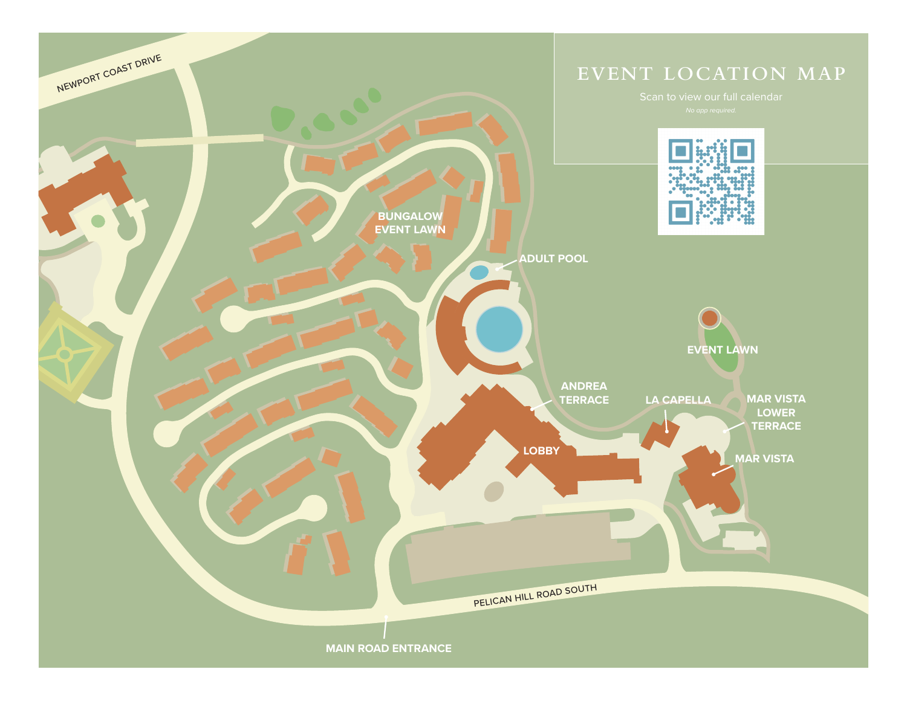# EVENT LOCATION MAP

Scan to view our full calendar

*No app required.*

NEWPORT COAST DRIVE

BUNGALOW EVENT LAWN

ADULT POOL

EVENT LAWN

ANDREA TERRACE

LA CAPELLA

MAR VISTA LOWER TERRACE

LOBBY

MAR VISTA

PELICAN HILL ROAD SOUTH

MAIN ROAD ENTRANCE